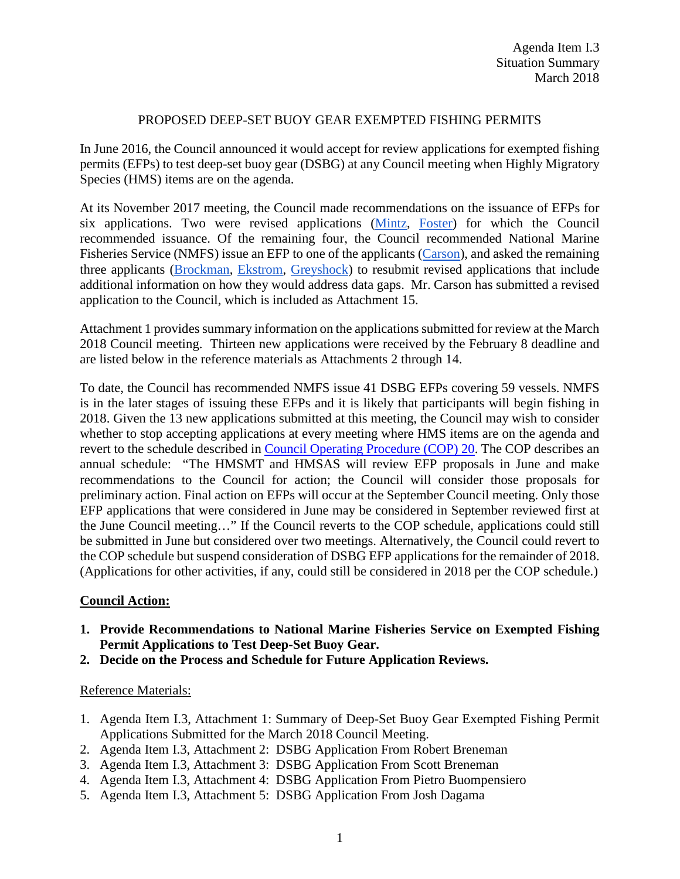Agenda Item I.3
Situation Summary
March 2018

# PROPOSED DEEP-SET BUOY GEAR EXEMPTED FISHING PERMITS

In June 2016, the Council announced it would accept for review applications for exempted fishing permits (EFPs) to test deep-set buoy gear (DSBG) at any Council meeting when Highly Migratory Species (HMS) items are on the agenda.

At its November 2017 meeting, the Council made recommendations on the issuance of EFPs for six applications. Two were revised applications (Mintz, Foster) for which the Council recommended issuance. Of the remaining four, the Council recommended National Marine Fisheries Service (NMFS) issue an EFP to one of the applicants (Carson), and asked the remaining three applicants (Brockman, Ekstrom, Greyshock) to resubmit revised applications that include additional information on how they would address data gaps. Mr. Carson has submitted a revised application to the Council, which is included as Attachment 15.

Attachment 1 provides summary information on the applications submitted for review at the March 2018 Council meeting. Thirteen new applications were received by the February 8 deadline and are listed below in the reference materials as Attachments 2 through 14.

To date, the Council has recommended NMFS issue 41 DSBG EFPs covering 59 vessels. NMFS is in the later stages of issuing these EFPs and it is likely that participants will begin fishing in 2018. Given the 13 new applications submitted at this meeting, the Council may wish to consider whether to stop accepting applications at every meeting where HMS items are on the agenda and revert to the schedule described in Council Operating Procedure (COP) 20. The COP describes an annual schedule: "The HMSMT and HMSAS will review EFP proposals in June and make recommendations to the Council for action; the Council will consider those proposals for preliminary action. Final action on EFPs will occur at the September Council meeting. Only those EFP applications that were considered in June may be considered in September reviewed first at the June Council meeting…" If the Council reverts to the COP schedule, applications could still be submitted in June but considered over two meetings. Alternatively, the Council could revert to the COP schedule but suspend consideration of DSBG EFP applications for the remainder of 2018. (Applications for other activities, if any, could still be considered in 2018 per the COP schedule.)

**Council Action:**

1. **Provide Recommendations to National Marine Fisheries Service on Exempted Fishing Permit Applications to Test Deep-Set Buoy Gear.**
2. **Decide on the Process and Schedule for Future Application Reviews.**

Reference Materials:

1. Agenda Item I.3, Attachment 1: Summary of Deep-Set Buoy Gear Exempted Fishing Permit Applications Submitted for the March 2018 Council Meeting.
2. Agenda Item I.3, Attachment 2: DSBG Application From Robert Breneman
3. Agenda Item I.3, Attachment 3: DSBG Application From Scott Breneman
4. Agenda Item I.3, Attachment 4: DSBG Application From Pietro Buompensiero
5. Agenda Item I.3, Attachment 5: DSBG Application From Josh Dagama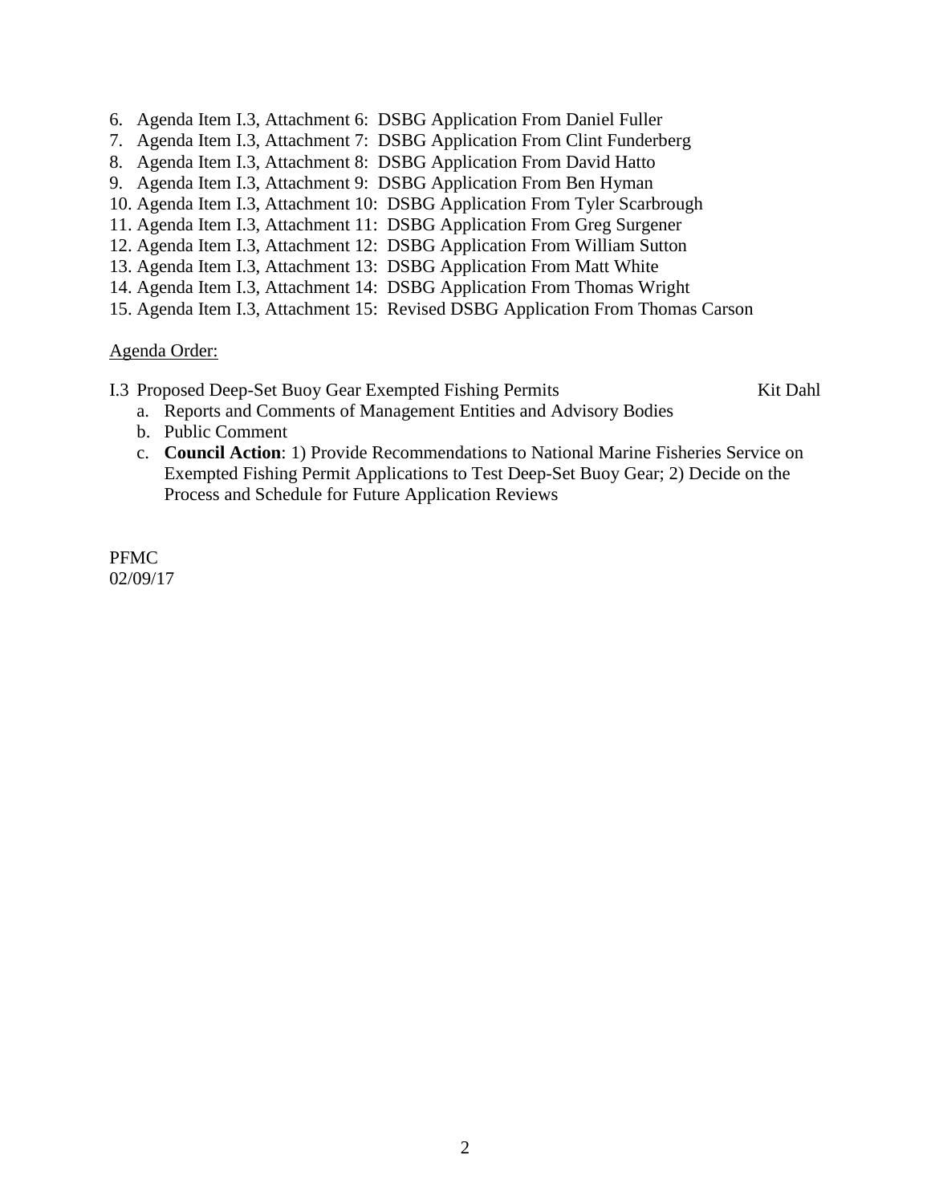6. Agenda Item I.3, Attachment 6: DSBG Application From Daniel Fuller
7. Agenda Item I.3, Attachment 7: DSBG Application From Clint Funderberg
8. Agenda Item I.3, Attachment 8: DSBG Application From David Hatto
9. Agenda Item I.3, Attachment 9: DSBG Application From Ben Hyman
10. Agenda Item I.3, Attachment 10: DSBG Application From Tyler Scarbrough
11. Agenda Item I.3, Attachment 11: DSBG Application From Greg Surgener
12. Agenda Item I.3, Attachment 12: DSBG Application From William Sutton
13. Agenda Item I.3, Attachment 13: DSBG Application From Matt White
14. Agenda Item I.3, Attachment 14: DSBG Application From Thomas Wright
15. Agenda Item I.3, Attachment 15: Revised DSBG Application From Thomas Carson

Agenda Order:

I.3 Proposed Deep-Set Buoy Gear Exempted Fishing Permits — Kit Dahl

a. Reports and Comments of Management Entities and Advisory Bodies
b. Public Comment
c. **Council Action**: 1) Provide Recommendations to National Marine Fisheries Service on Exempted Fishing Permit Applications to Test Deep-Set Buoy Gear; 2) Decide on the Process and Schedule for Future Application Reviews

PFMC
02/09/17